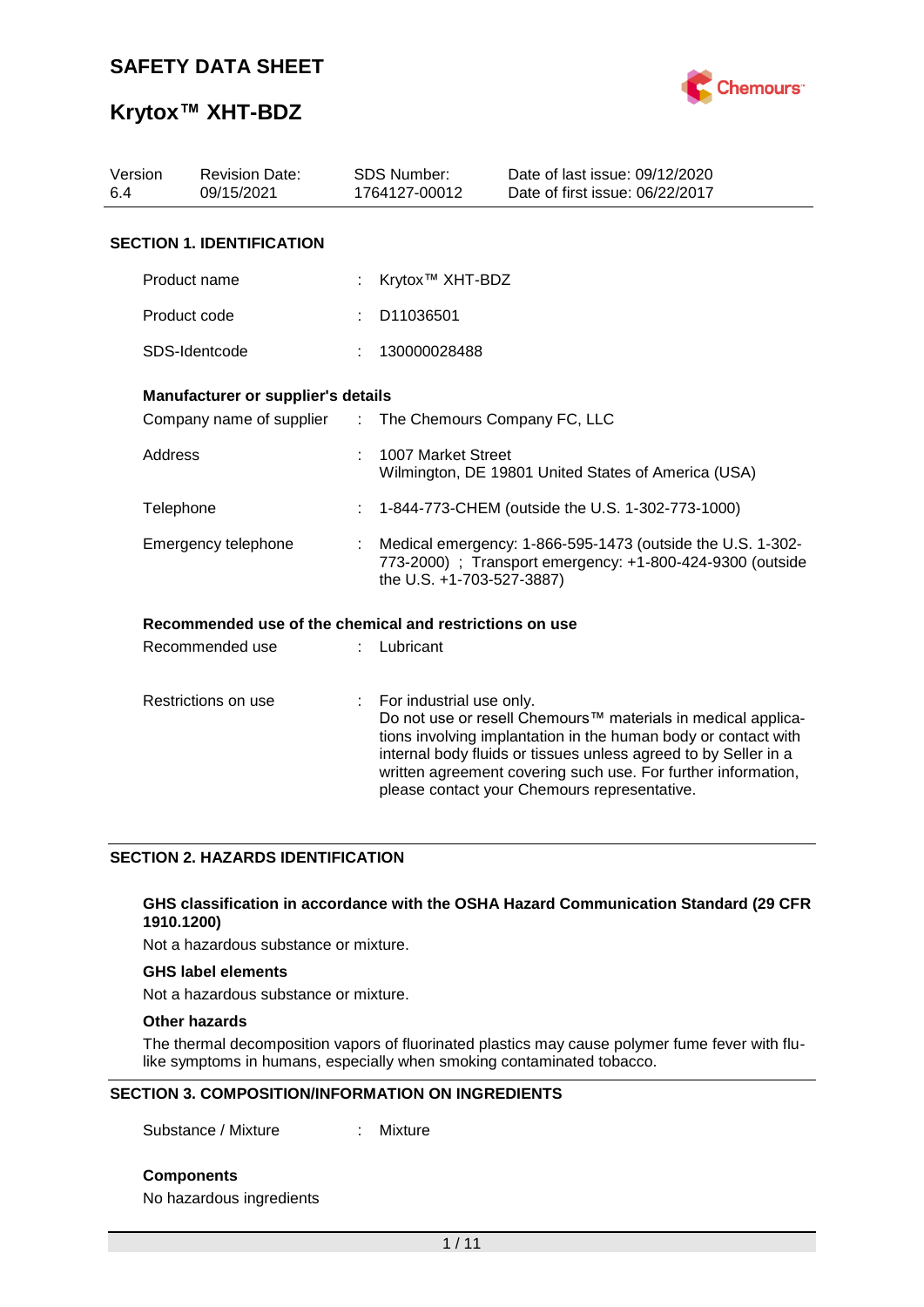# SAFETY DATA SHEET

# Krytox™ XHT-BDZ

| Version | Revision Date: | SDS Number: | Date of last issue: 09/12/2020 |
| --- | --- | --- | --- |
| 6.4 | 09/15/2021 | 1764127-00012 | Date of first issue: 06/22/2017 |

## SECTION 1. IDENTIFICATION

| | | |
| --- | --- | --- |
| Product name | : | Krytox™ XHT-BDZ |
| Product code | : | D11036501 |
| SDS-Identcode | : | 130000028488 |

**Manufacturer or supplier's details**

| | | |
| --- | --- | --- |
| Company name of supplier | : | The Chemours Company FC, LLC |
| Address | : | 1007 Market Street<br>Wilmington, DE 19801 United States of America (USA) |
| Telephone | : | 1-844-773-CHEM (outside the U.S. 1-302-773-1000) |
| Emergency telephone | : | Medical emergency: 1-866-595-1473 (outside the U.S. 1-302-773-2000) ; Transport emergency: +1-800-424-9300 (outside the U.S. +1-703-527-3887) |

**Recommended use of the chemical and restrictions on use**

| | | |
| --- | --- | --- |
| Recommended use | : | Lubricant |
| Restrictions on use | : | For industrial use only.<br>Do not use or resell Chemours™ materials in medical applications involving implantation in the human body or contact with internal body fluids or tissues unless agreed to by Seller in a written agreement covering such use. For further information, please contact your Chemours representative. |

## SECTION 2. HAZARDS IDENTIFICATION

**GHS classification in accordance with the OSHA Hazard Communication Standard (29 CFR 1910.1200)**

Not a hazardous substance or mixture.

**GHS label elements**

Not a hazardous substance or mixture.

**Other hazards**

The thermal decomposition vapors of fluorinated plastics may cause polymer fume fever with flu-like symptoms in humans, especially when smoking contaminated tobacco.

## SECTION 3. COMPOSITION/INFORMATION ON INGREDIENTS

| | | |
| --- | --- | --- |
| Substance / Mixture | : | Mixture |

**Components**

No hazardous ingredients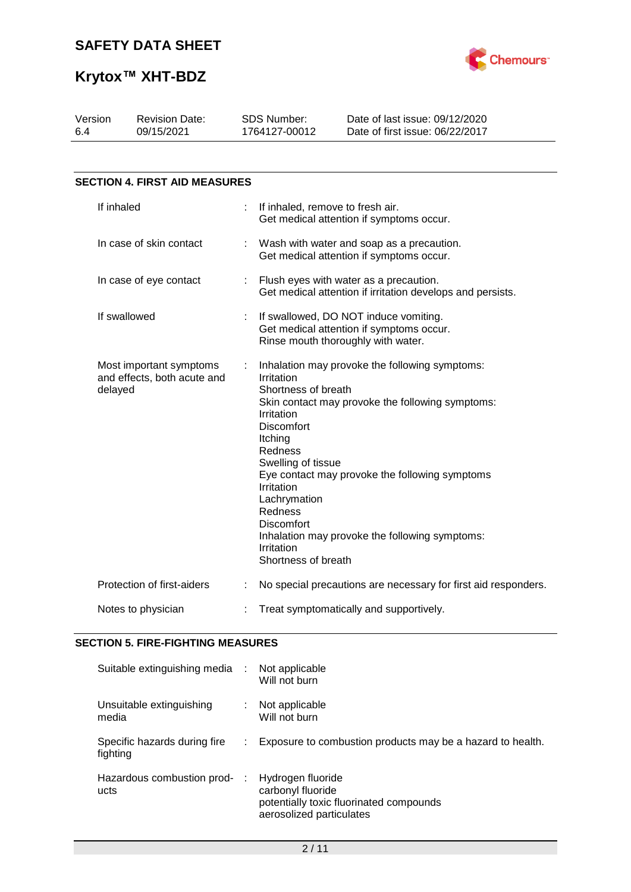## SECTION 4. FIRST AID MEASURES

| | |
|---|---|
| If inhaled | If inhaled, remove to fresh air.<br>Get medical attention if symptoms occur. |
| In case of skin contact | Wash with water and soap as a precaution.<br>Get medical attention if symptoms occur. |
| In case of eye contact | Flush eyes with water as a precaution.<br>Get medical attention if irritation develops and persists. |
| If swallowed | If swallowed, DO NOT induce vomiting.<br>Get medical attention if symptoms occur.<br>Rinse mouth thoroughly with water. |
| Most important symptoms and effects, both acute and delayed | Inhalation may provoke the following symptoms:<br>Irritation<br>Shortness of breath<br>Skin contact may provoke the following symptoms:<br>Irritation<br>Discomfort<br>Itching<br>Redness<br>Swelling of tissue<br>Eye contact may provoke the following symptoms<br>Irritation<br>Lachrymation<br>Redness<br>Discomfort<br>Inhalation may provoke the following symptoms:<br>Irritation<br>Shortness of breath |
| Protection of first-aiders | No special precautions are necessary for first aid responders. |
| Notes to physician | Treat symptomatically and supportively. |

## SECTION 5. FIRE-FIGHTING MEASURES

| | |
|---|---|
| Suitable extinguishing media | Not applicable<br>Will not burn |
| Unsuitable extinguishing media | Not applicable<br>Will not burn |
| Specific hazards during fire fighting | Exposure to combustion products may be a hazard to health. |
| Hazardous combustion products | Hydrogen fluoride<br>carbonyl fluoride<br>potentially toxic fluorinated compounds<br>aerosolized particulates |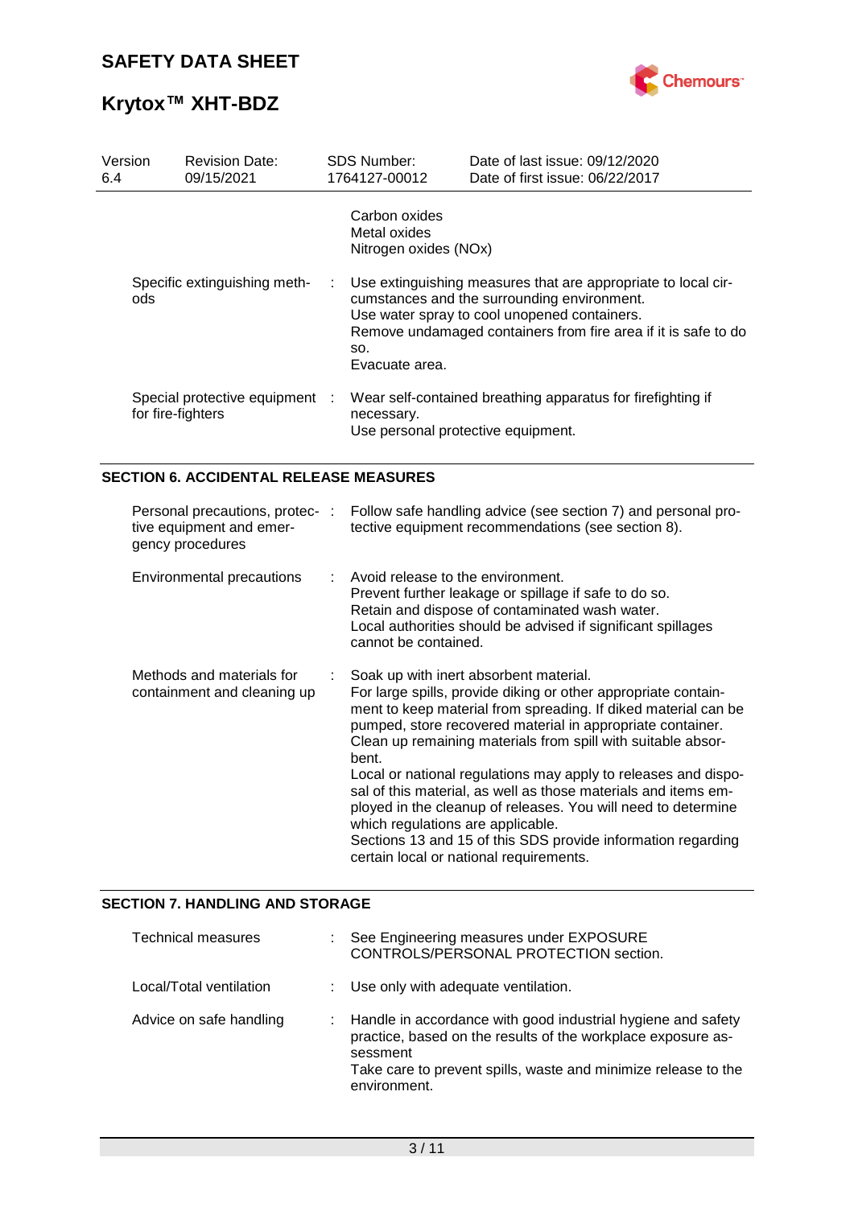| | | |
|---|---|---|
| | | Carbon oxides<br>Metal oxides<br>Nitrogen oxides (NOx) |
| Specific extinguishing methods | : | Use extinguishing measures that are appropriate to local circumstances and the surrounding environment.<br>Use water spray to cool unopened containers.<br>Remove undamaged containers from fire area if it is safe to do so.<br>Evacuate area. |
| Special protective equipment for fire-fighters | : | Wear self-contained breathing apparatus for firefighting if necessary.<br>Use personal protective equipment. |

## SECTION 6. ACCIDENTAL RELEASE MEASURES

| | | |
|---|---|---|
| Personal precautions, protective equipment and emergency procedures | : | Follow safe handling advice (see section 7) and personal protective equipment recommendations (see section 8). |
| Environmental precautions | : | Avoid release to the environment.<br>Prevent further leakage or spillage if safe to do so.<br>Retain and dispose of contaminated wash water.<br>Local authorities should be advised if significant spillages cannot be contained. |
| Methods and materials for containment and cleaning up | : | Soak up with inert absorbent material.<br>For large spills, provide diking or other appropriate containment to keep material from spreading. If diked material can be pumped, store recovered material in appropriate container.<br>Clean up remaining materials from spill with suitable absorbent.<br>Local or national regulations may apply to releases and disposal of this material, as well as those materials and items employed in the cleanup of releases. You will need to determine which regulations are applicable.<br>Sections 13 and 15 of this SDS provide information regarding certain local or national requirements. |

## SECTION 7. HANDLING AND STORAGE

| | | |
|---|---|---|
| Technical measures | : | See Engineering measures under EXPOSURE CONTROLS/PERSONAL PROTECTION section. |
| Local/Total ventilation | : | Use only with adequate ventilation. |
| Advice on safe handling | : | Handle in accordance with good industrial hygiene and safety practice, based on the results of the workplace exposure assessment<br>Take care to prevent spills, waste and minimize release to the environment. |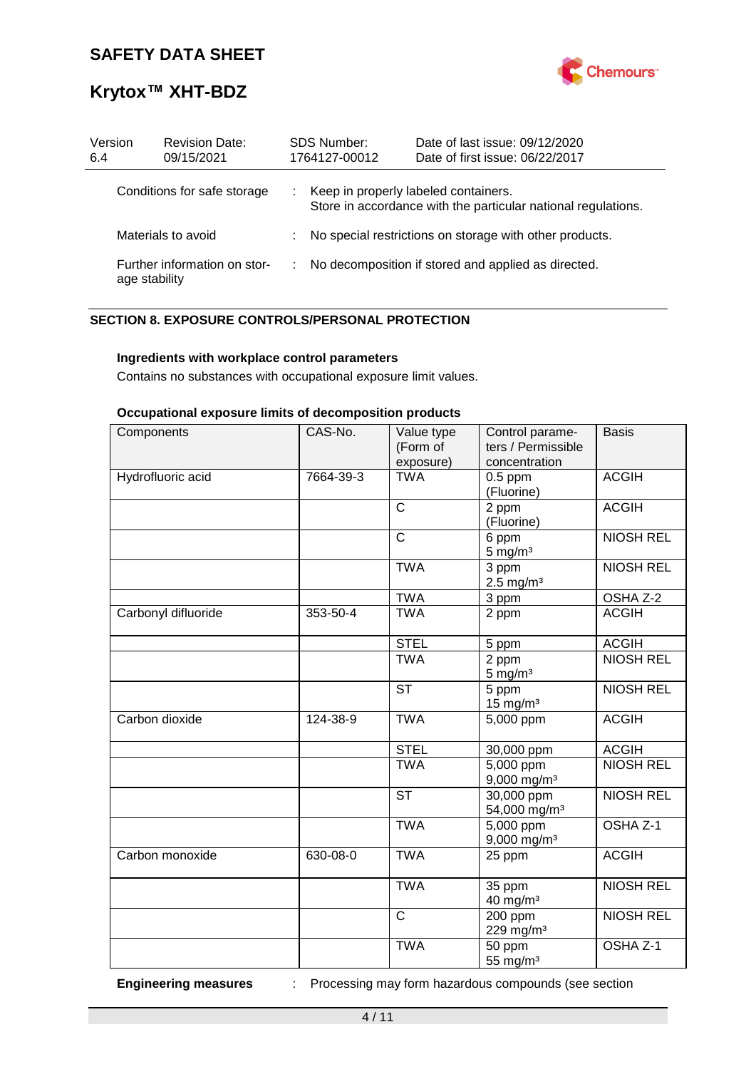| Version 6.4 | Revision Date: 09/15/2021 | SDS Number: 1764127-00012 | Date of last issue: 09/12/2020 Date of first issue: 06/22/2017 |
|---|---|---|---|

Conditions for safe storage : Keep in properly labeled containers. Store in accordance with the particular national regulations.

Materials to avoid : No special restrictions on storage with other products.

Further information on storage stability : No decomposition if stored and applied as directed.

## SECTION 8. EXPOSURE CONTROLS/PERSONAL PROTECTION

### Ingredients with workplace control parameters

Contains no substances with occupational exposure limit values.

### Occupational exposure limits of decomposition products

| Components | CAS-No. | Value type (Form of exposure) | Control parameters / Permissible concentration | Basis |
|---|---|---|---|---|
| Hydrofluoric acid | 7664-39-3 | TWA | 0.5 ppm (Fluorine) | ACGIH |
| | | C | 2 ppm (Fluorine) | ACGIH |
| | | C | 6 ppm 5 mg/m³ | NIOSH REL |
| | | TWA | 3 ppm 2.5 mg/m³ | NIOSH REL |
| | | TWA | 3 ppm | OSHA Z-2 |
| Carbonyl difluoride | 353-50-4 | TWA | 2 ppm | ACGIH |
| | | STEL | 5 ppm | ACGIH |
| | | TWA | 2 ppm 5 mg/m³ | NIOSH REL |
| | | ST | 5 ppm 15 mg/m³ | NIOSH REL |
| Carbon dioxide | 124-38-9 | TWA | 5,000 ppm | ACGIH |
| | | STEL | 30,000 ppm | ACGIH |
| | | TWA | 5,000 ppm 9,000 mg/m³ | NIOSH REL |
| | | ST | 30,000 ppm 54,000 mg/m³ | NIOSH REL |
| | | TWA | 5,000 ppm 9,000 mg/m³ | OSHA Z-1 |
| Carbon monoxide | 630-08-0 | TWA | 25 ppm | ACGIH |
| | | TWA | 35 ppm 40 mg/m³ | NIOSH REL |
| | | C | 200 ppm 229 mg/m³ | NIOSH REL |
| | | TWA | 50 ppm 55 mg/m³ | OSHA Z-1 |

**Engineering measures** : Processing may form hazardous compounds (see section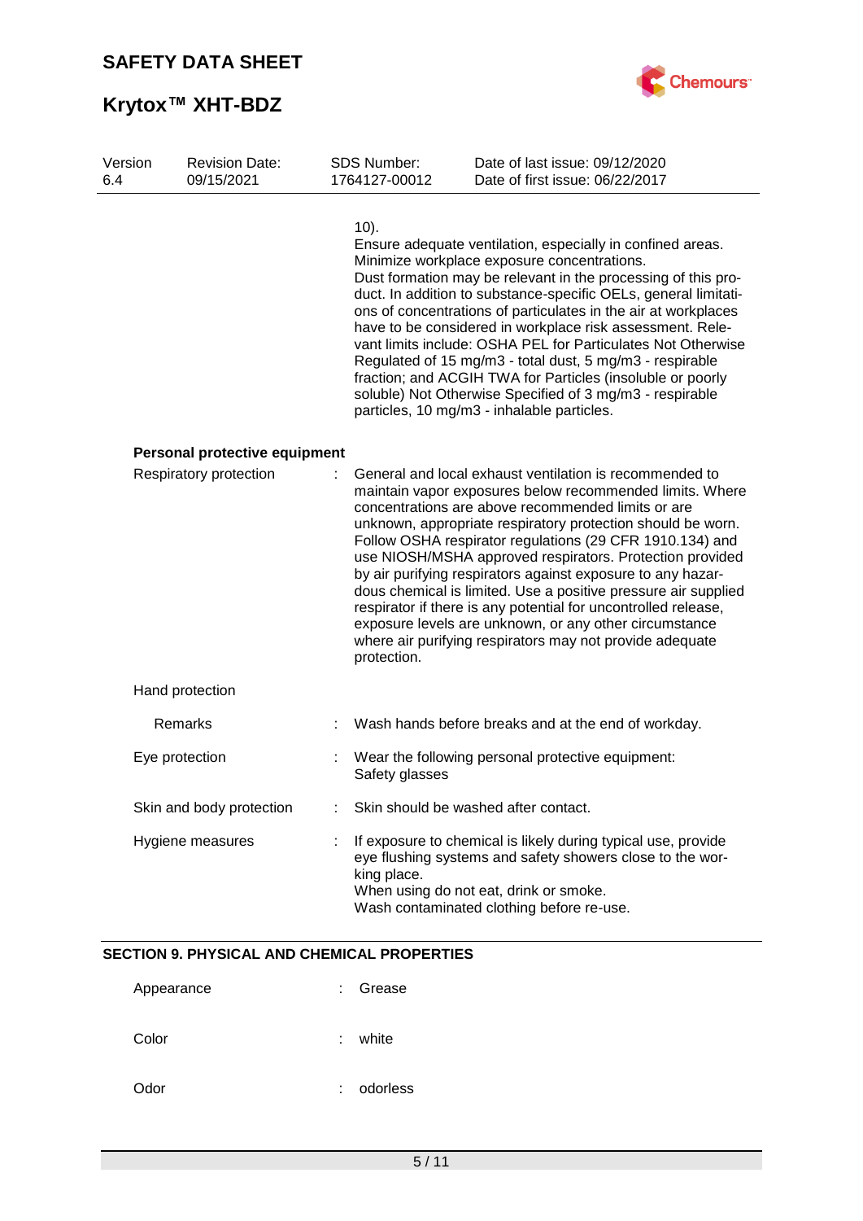10).
Ensure adequate ventilation, especially in confined areas.
Minimize workplace exposure concentrations.
Dust formation may be relevant in the processing of this product. In addition to substance-specific OELs, general limitations of concentrations of particulates in the air at workplaces have to be considered in workplace risk assessment. Relevant limits include: OSHA PEL for Particulates Not Otherwise Regulated of 15 mg/m3 - total dust, 5 mg/m3 - respirable fraction; and ACGIH TWA for Particles (insoluble or poorly soluble) Not Otherwise Specified of 3 mg/m3 - respirable particles, 10 mg/m3 - inhalable particles.

**Personal protective equipment**

Respiratory protection : General and local exhaust ventilation is recommended to maintain vapor exposures below recommended limits. Where concentrations are above recommended limits or are unknown, appropriate respiratory protection should be worn. Follow OSHA respirator regulations (29 CFR 1910.134) and use NIOSH/MSHA approved respirators. Protection provided by air purifying respirators against exposure to any hazardous chemical is limited. Use a positive pressure air supplied respirator if there is any potential for uncontrolled release, exposure levels are unknown, or any other circumstance where air purifying respirators may not provide adequate protection.

Hand protection

Remarks : Wash hands before breaks and at the end of workday.

Eye protection : Wear the following personal protective equipment:
Safety glasses

Skin and body protection : Skin should be washed after contact.

Hygiene measures : If exposure to chemical is likely during typical use, provide eye flushing systems and safety showers close to the working place.
When using do not eat, drink or smoke.
Wash contaminated clothing before re-use.

## SECTION 9. PHYSICAL AND CHEMICAL PROPERTIES

Appearance : Grease

Color : white

Odor : odorless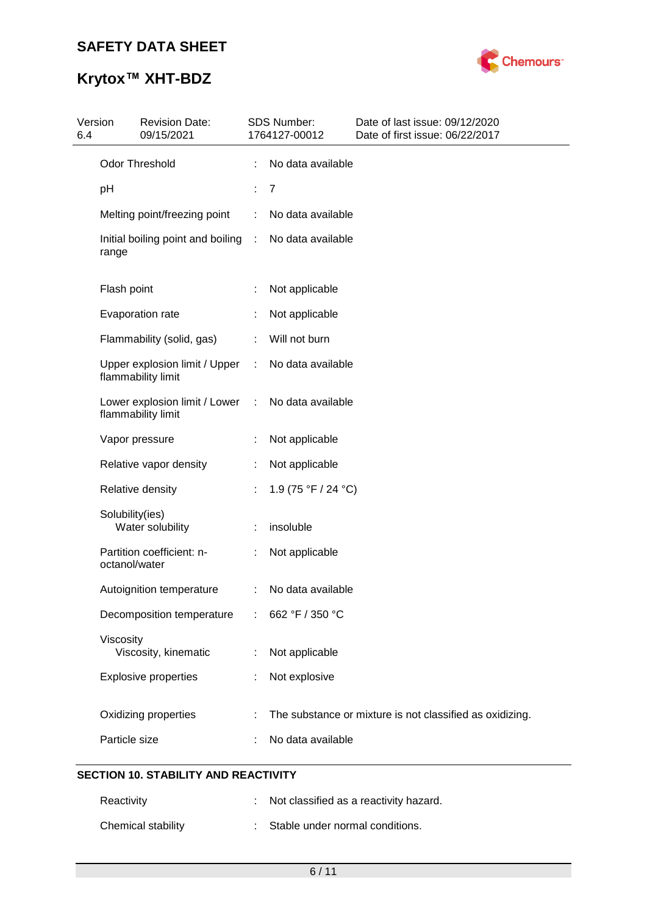| Property | | Value |
|---|---|---|
| Odor Threshold | : | No data available |
| pH | : | 7 |
| Melting point/freezing point | : | No data available |
| Initial boiling point and boiling range | : | No data available |
| Flash point | : | Not applicable |
| Evaporation rate | : | Not applicable |
| Flammability (solid, gas) | : | Will not burn |
| Upper explosion limit / Upper flammability limit | : | No data available |
| Lower explosion limit / Lower flammability limit | : | No data available |
| Vapor pressure | : | Not applicable |
| Relative vapor density | : | Not applicable |
| Relative density | : | 1.9 (75 °F / 24 °C) |
| Solubility(ies) Water solubility | : | insoluble |
| Partition coefficient: n-octanol/water | : | Not applicable |
| Autoignition temperature | : | No data available |
| Decomposition temperature | : | 662 °F / 350 °C |
| Viscosity Viscosity, kinematic | : | Not applicable |
| Explosive properties | : | Not explosive |
| Oxidizing properties | : | The substance or mixture is not classified as oxidizing. |
| Particle size | : | No data available |

## SECTION 10. STABILITY AND REACTIVITY

| Property | | Value |
|---|---|---|
| Reactivity | : | Not classified as a reactivity hazard. |
| Chemical stability | : | Stable under normal conditions. |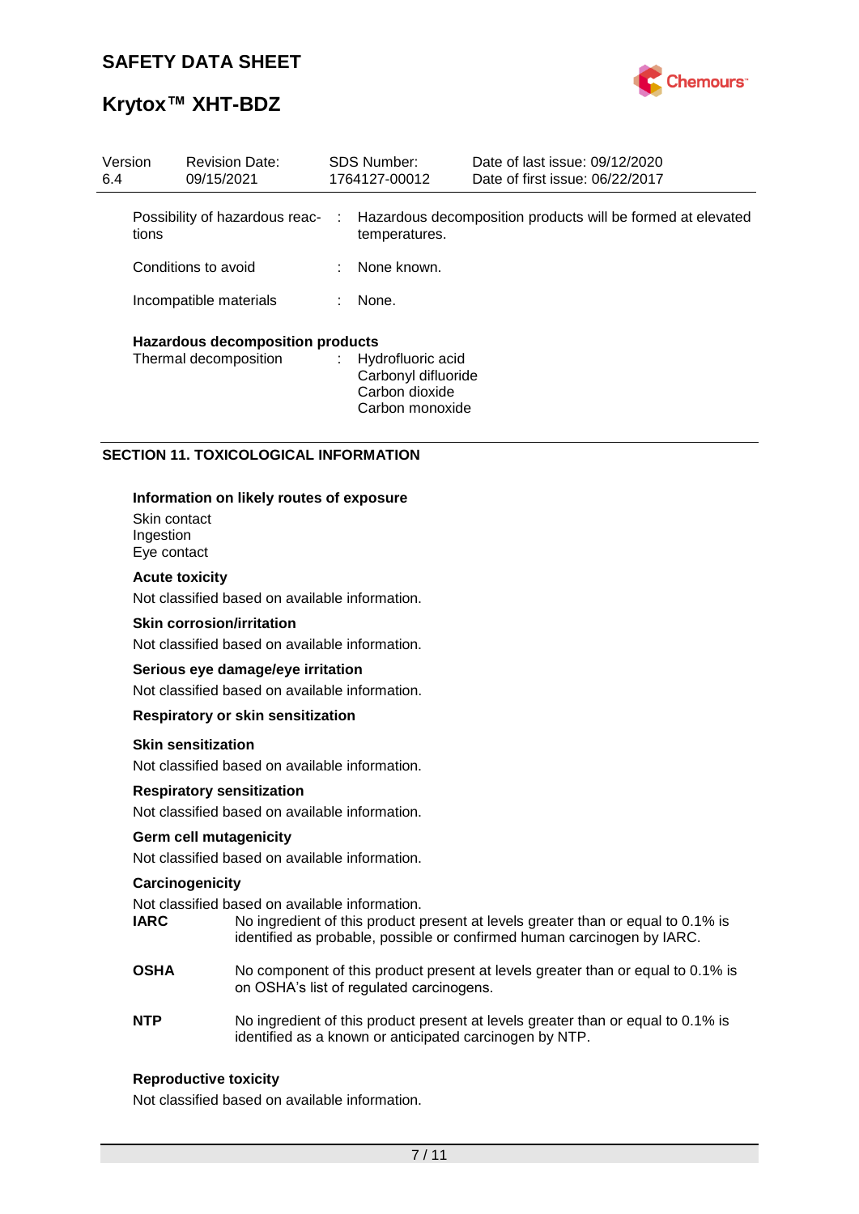| Version | Revision Date: | SDS Number: | Date of last issue: 09/12/2020 |
|---|---|---|---|
| 6.4 | 09/15/2021 | 1764127-00012 | Date of first issue: 06/22/2017 |

| | | |
|---|---|---|
| Possibility of hazardous reactions | : | Hazardous decomposition products will be formed at elevated temperatures. |
| Conditions to avoid | : | None known. |
| Incompatible materials | : | None. |

**Hazardous decomposition products**

Thermal decomposition : Hydrofluoric acid
Carbonyl difluoride
Carbon dioxide
Carbon monoxide

## SECTION 11. TOXICOLOGICAL INFORMATION

**Information on likely routes of exposure**

Skin contact
Ingestion
Eye contact

**Acute toxicity**

Not classified based on available information.

**Skin corrosion/irritation**

Not classified based on available information.

**Serious eye damage/eye irritation**

Not classified based on available information.

**Respiratory or skin sensitization**

**Skin sensitization**

Not classified based on available information.

**Respiratory sensitization**

Not classified based on available information.

**Germ cell mutagenicity**

Not classified based on available information.

**Carcinogenicity**

Not classified based on available information.

**IARC** No ingredient of this product present at levels greater than or equal to 0.1% is identified as probable, possible or confirmed human carcinogen by IARC.

**OSHA** No component of this product present at levels greater than or equal to 0.1% is on OSHA's list of regulated carcinogens.

**NTP** No ingredient of this product present at levels greater than or equal to 0.1% is identified as a known or anticipated carcinogen by NTP.

**Reproductive toxicity**

Not classified based on available information.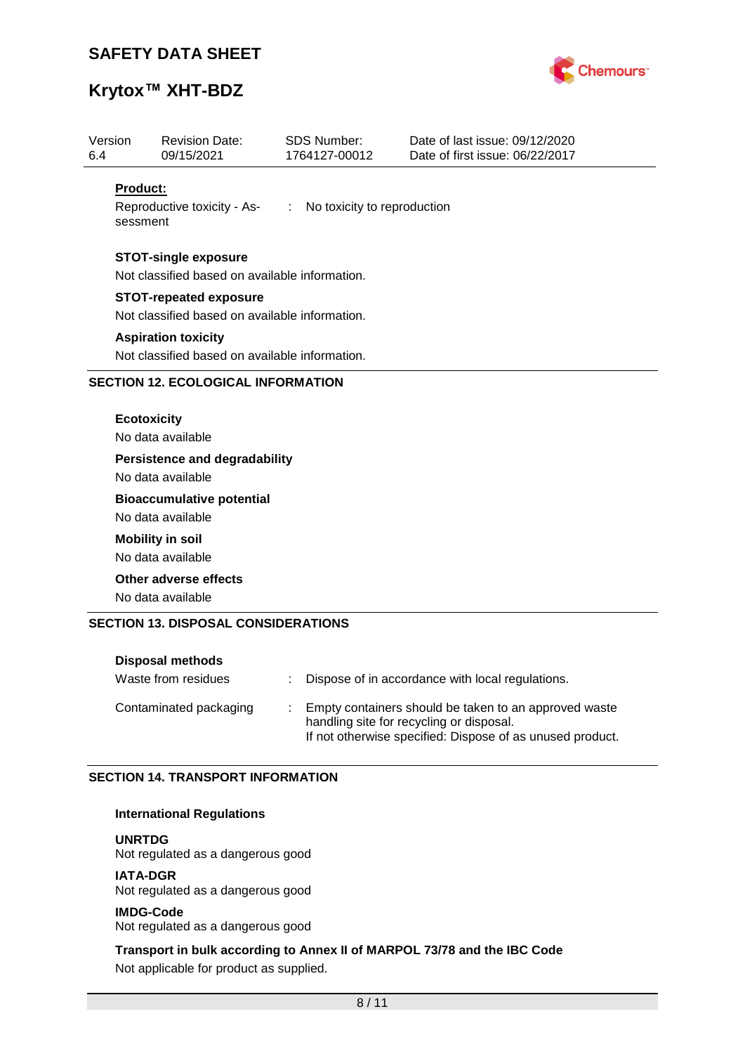**Product:**

Reproductive toxicity - Assessment : No toxicity to reproduction

**STOT-single exposure**

Not classified based on available information.

**STOT-repeated exposure**

Not classified based on available information.

**Aspiration toxicity**

Not classified based on available information.

## SECTION 12. ECOLOGICAL INFORMATION

**Ecotoxicity**

No data available

**Persistence and degradability**

No data available

**Bioaccumulative potential**

No data available

**Mobility in soil**

No data available

**Other adverse effects**

No data available

## SECTION 13. DISPOSAL CONSIDERATIONS

**Disposal methods**

Waste from residues : Dispose of in accordance with local regulations.

Contaminated packaging : Empty containers should be taken to an approved waste handling site for recycling or disposal.
If not otherwise specified: Dispose of as unused product.

## SECTION 14. TRANSPORT INFORMATION

**International Regulations**

**UNRTDG**
Not regulated as a dangerous good

**IATA-DGR**
Not regulated as a dangerous good

**IMDG-Code**
Not regulated as a dangerous good

**Transport in bulk according to Annex II of MARPOL 73/78 and the IBC Code**

Not applicable for product as supplied.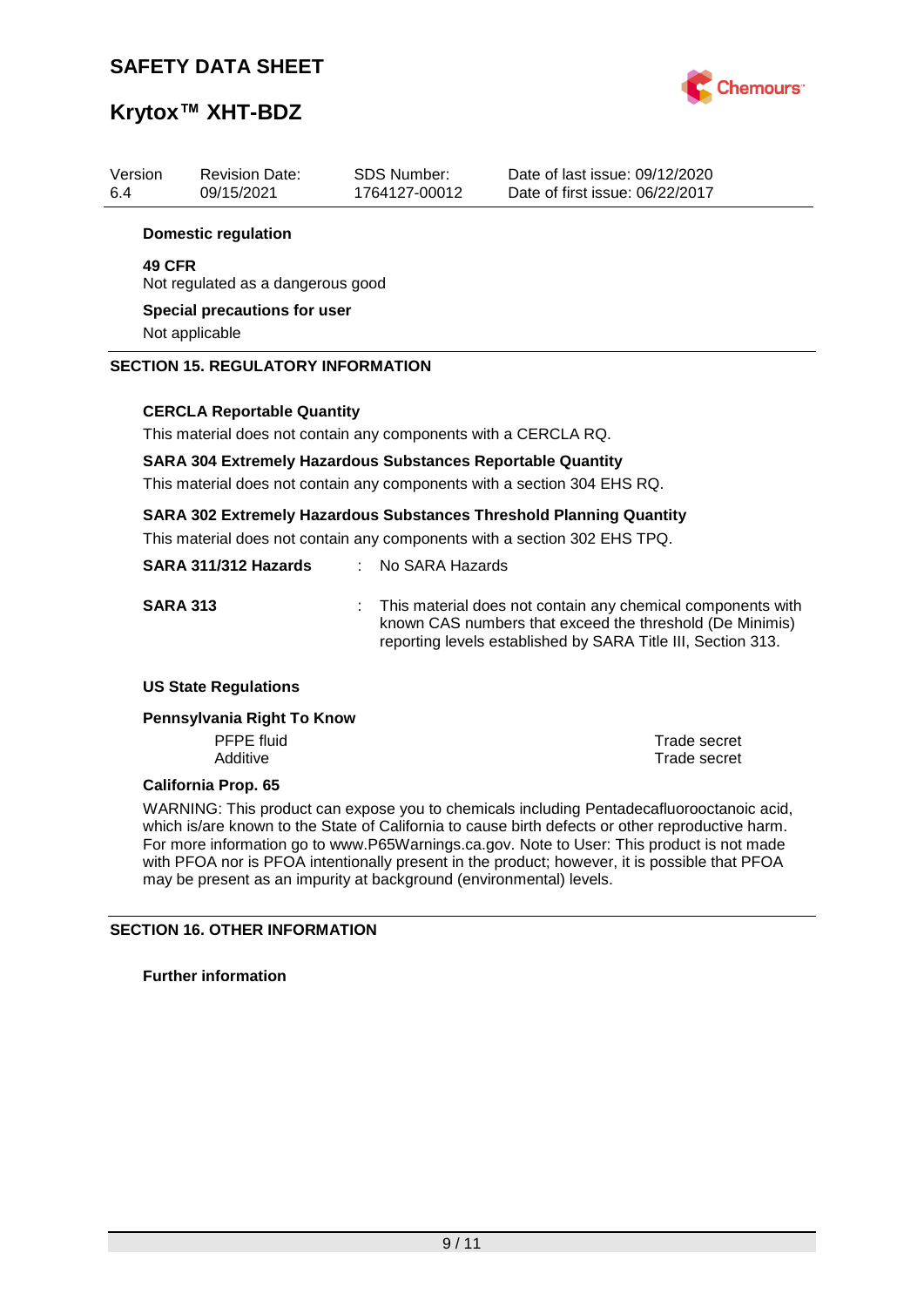**Domestic regulation**

**49 CFR**
Not regulated as a dangerous good

**Special precautions for user**
Not applicable

## SECTION 15. REGULATORY INFORMATION

**CERCLA Reportable Quantity**

This material does not contain any components with a CERCLA RQ.

**SARA 304 Extremely Hazardous Substances Reportable Quantity**

This material does not contain any components with a section 304 EHS RQ.

**SARA 302 Extremely Hazardous Substances Threshold Planning Quantity**

This material does not contain any components with a section 302 EHS TPQ.

**SARA 311/312 Hazards** : No SARA Hazards

**SARA 313** : This material does not contain any chemical components with known CAS numbers that exceed the threshold (De Minimis) reporting levels established by SARA Title III, Section 313.

**US State Regulations**

**Pennsylvania Right To Know**

| | |
|---|---|
| PFPE fluid | Trade secret |
| Additive | Trade secret |

**California Prop. 65**

WARNING: This product can expose you to chemicals including Pentadecafluorooctanoic acid, which is/are known to the State of California to cause birth defects or other reproductive harm. For more information go to www.P65Warnings.ca.gov. Note to User: This product is not made with PFOA nor is PFOA intentionally present in the product; however, it is possible that PFOA may be present as an impurity at background (environmental) levels.

## SECTION 16. OTHER INFORMATION

**Further information**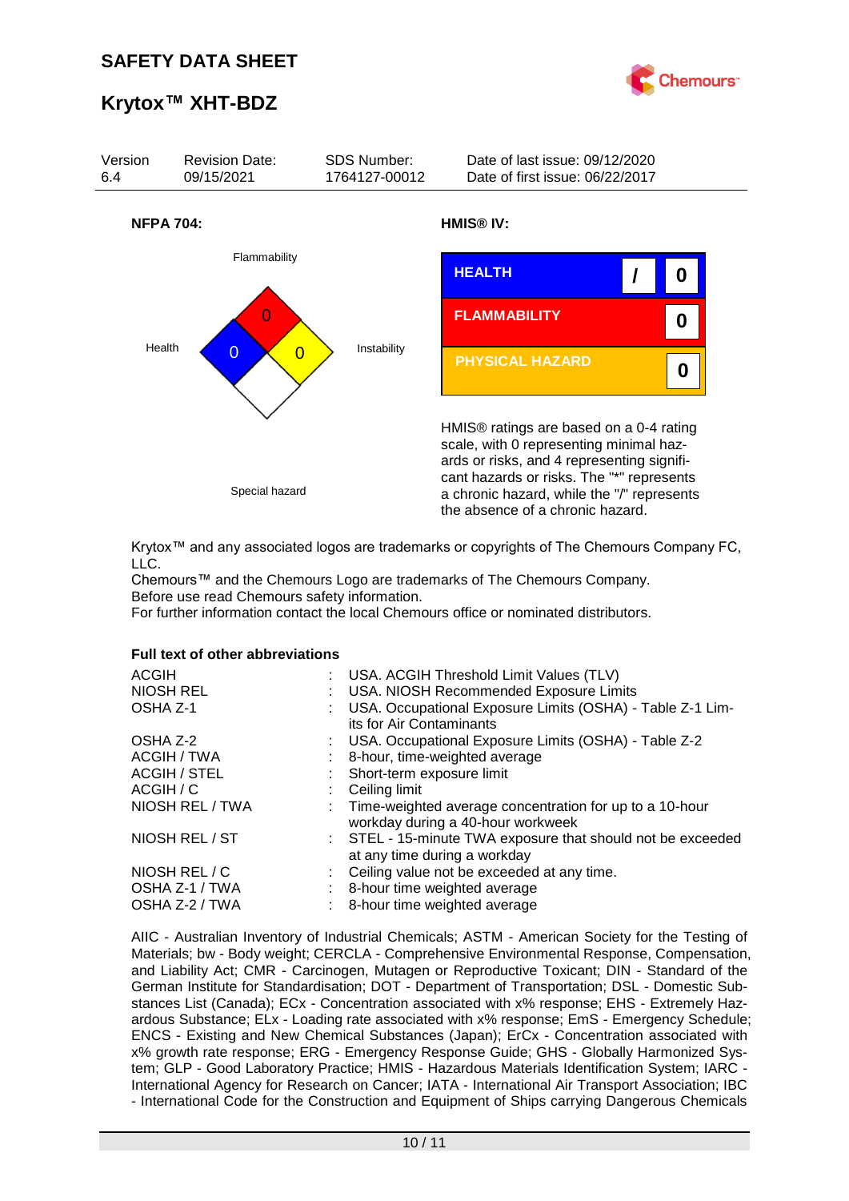**NFPA 704:**

Flammability: 0

Health: 0

Instability: 0

Special hazard:

**HMIS® IV:**

| | | |
|---|---|---|
| HEALTH | / | 0 |
| FLAMMABILITY | | 0 |
| PHYSICAL HAZARD | | 0 |

HMIS® ratings are based on a 0-4 rating scale, with 0 representing minimal hazards or risks, and 4 representing significant hazards or risks. The "*" represents a chronic hazard, while the "/" represents the absence of a chronic hazard.

Krytox™ and any associated logos are trademarks or copyrights of The Chemours Company FC, LLC.
Chemours™ and the Chemours Logo are trademarks of The Chemours Company.
Before use read Chemours safety information.
For further information contact the local Chemours office or nominated distributors.

**Full text of other abbreviations**

| | | |
|---|---|---|
| ACGIH | : | USA. ACGIH Threshold Limit Values (TLV) |
| NIOSH REL | : | USA. NIOSH Recommended Exposure Limits |
| OSHA Z-1 | : | USA. Occupational Exposure Limits (OSHA) - Table Z-1 Limits for Air Contaminants |
| OSHA Z-2 | : | USA. Occupational Exposure Limits (OSHA) - Table Z-2 |
| ACGIH / TWA | : | 8-hour, time-weighted average |
| ACGIH / STEL | : | Short-term exposure limit |
| ACGIH / C | : | Ceiling limit |
| NIOSH REL / TWA | : | Time-weighted average concentration for up to a 10-hour workday during a 40-hour workweek |
| NIOSH REL / ST | : | STEL - 15-minute TWA exposure that should not be exceeded at any time during a workday |
| NIOSH REL / C | : | Ceiling value not be exceeded at any time. |
| OSHA Z-1 / TWA | : | 8-hour time weighted average |
| OSHA Z-2 / TWA | : | 8-hour time weighted average |

AIIC - Australian Inventory of Industrial Chemicals; ASTM - American Society for the Testing of Materials; bw - Body weight; CERCLA - Comprehensive Environmental Response, Compensation, and Liability Act; CMR - Carcinogen, Mutagen or Reproductive Toxicant; DIN - Standard of the German Institute for Standardisation; DOT - Department of Transportation; DSL - Domestic Substances List (Canada); ECx - Concentration associated with x% response; EHS - Extremely Hazardous Substance; ELx - Loading rate associated with x% response; EmS - Emergency Schedule; ENCS - Existing and New Chemical Substances (Japan); ErCx - Concentration associated with x% growth rate response; ERG - Emergency Response Guide; GHS - Globally Harmonized System; GLP - Good Laboratory Practice; HMIS - Hazardous Materials Identification System; IARC - International Agency for Research on Cancer; IATA - International Air Transport Association; IBC - International Code for the Construction and Equipment of Ships carrying Dangerous Chemicals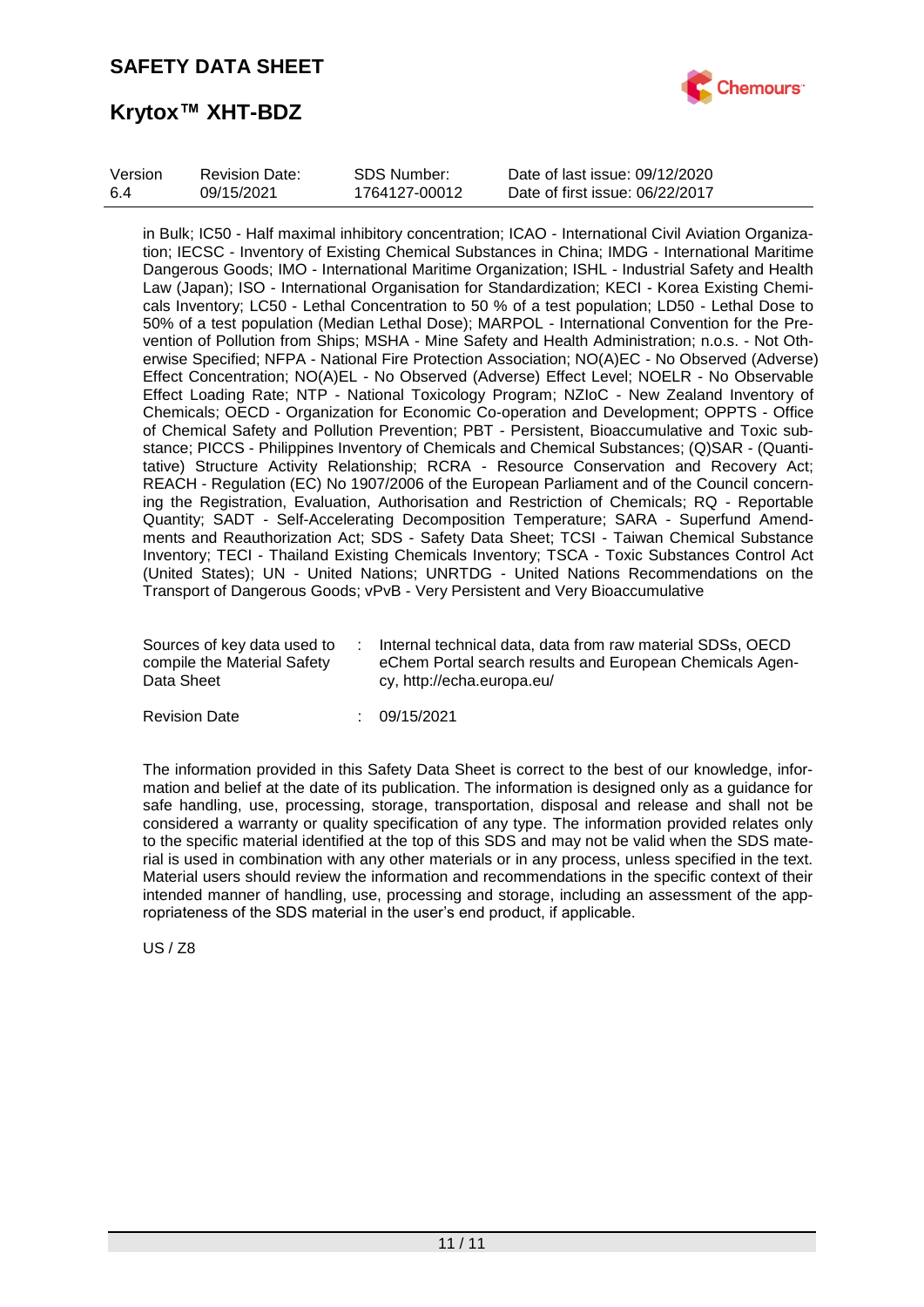in Bulk; IC50 - Half maximal inhibitory concentration; ICAO - International Civil Aviation Organization; IECSC - Inventory of Existing Chemical Substances in China; IMDG - International Maritime Dangerous Goods; IMO - International Maritime Organization; ISHL - Industrial Safety and Health Law (Japan); ISO - International Organisation for Standardization; KECI - Korea Existing Chemicals Inventory; LC50 - Lethal Concentration to 50 % of a test population; LD50 - Lethal Dose to 50% of a test population (Median Lethal Dose); MARPOL - International Convention for the Prevention of Pollution from Ships; MSHA - Mine Safety and Health Administration; n.o.s. - Not Otherwise Specified; NFPA - National Fire Protection Association; NO(A)EC - No Observed (Adverse) Effect Concentration; NO(A)EL - No Observed (Adverse) Effect Level; NOELR - No Observable Effect Loading Rate; NTP - National Toxicology Program; NZIoC - New Zealand Inventory of Chemicals; OECD - Organization for Economic Co-operation and Development; OPPTS - Office of Chemical Safety and Pollution Prevention; PBT - Persistent, Bioaccumulative and Toxic substance; PICCS - Philippines Inventory of Chemicals and Chemical Substances; (Q)SAR - (Quantitative) Structure Activity Relationship; RCRA - Resource Conservation and Recovery Act; REACH - Regulation (EC) No 1907/2006 of the European Parliament and of the Council concerning the Registration, Evaluation, Authorisation and Restriction of Chemicals; RQ - Reportable Quantity; SADT - Self-Accelerating Decomposition Temperature; SARA - Superfund Amendments and Reauthorization Act; SDS - Safety Data Sheet; TCSI - Taiwan Chemical Substance Inventory; TECI - Thailand Existing Chemicals Inventory; TSCA - Toxic Substances Control Act (United States); UN - United Nations; UNRTDG - United Nations Recommendations on the Transport of Dangerous Goods; vPvB - Very Persistent and Very Bioaccumulative

Sources of key data used to compile the Material Safety Data Sheet : Internal technical data, data from raw material SDSs, OECD eChem Portal search results and European Chemicals Agency, http://echa.europa.eu/

Revision Date : 09/15/2021

The information provided in this Safety Data Sheet is correct to the best of our knowledge, information and belief at the date of its publication. The information is designed only as a guidance for safe handling, use, processing, storage, transportation, disposal and release and shall not be considered a warranty or quality specification of any type. The information provided relates only to the specific material identified at the top of this SDS and may not be valid when the SDS material is used in combination with any other materials or in any process, unless specified in the text. Material users should review the information and recommendations in the specific context of their intended manner of handling, use, processing and storage, including an assessment of the appropriateness of the SDS material in the user's end product, if applicable.

US / Z8